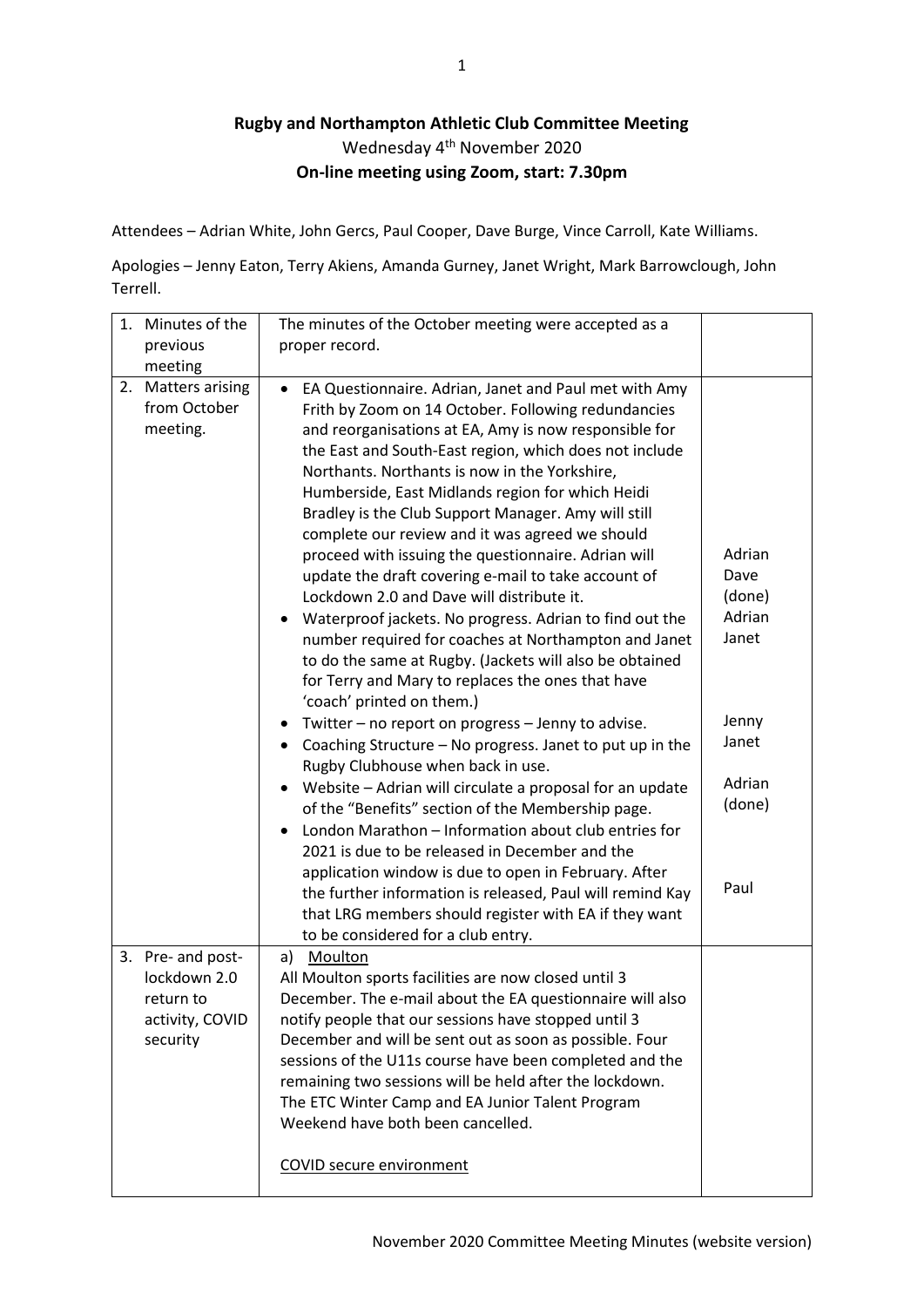**Rugby and Northampton Athletic Club Committee Meeting**

Wednesday 4th November 2020

**On-line meeting using Zoom, start: 7.30pm**

Attendees – Adrian White, John Gercs, Paul Cooper, Dave Burge, Vince Carroll, Kate Williams.

Apologies – Jenny Eaton, Terry Akiens, Amanda Gurney, Janet Wright, Mark Barrowclough, John Terrell.

| | | |
|---|---|---|
| 1. Minutes of the previous meeting | The minutes of the October meeting were accepted as a proper record. | |
| 2. Matters arising from October meeting. | • EA Questionnaire. Adrian, Janet and Paul met with Amy Frith by Zoom on 14 October. Following redundancies and reorganisations at EA, Amy is now responsible for the East and South-East region, which does not include Northants. Northants is now in the Yorkshire, Humberside, East Midlands region for which Heidi Bradley is the Club Support Manager. Amy will still complete our review and it was agreed we should proceed with issuing the questionnaire. Adrian will update the draft covering e-mail to take account of Lockdown 2.0 and Dave will distribute it.<br>• Waterproof jackets. No progress. Adrian to find out the number required for coaches at Northampton and Janet to do the same at Rugby. (Jackets will also be obtained for Terry and Mary to replaces the ones that have 'coach' printed on them.)<br>• Twitter – no report on progress – Jenny to advise.<br>• Coaching Structure – No progress. Janet to put up in the Rugby Clubhouse when back in use.<br>• Website – Adrian will circulate a proposal for an update of the "Benefits" section of the Membership page.<br>• London Marathon – Information about club entries for 2021 is due to be released in December and the application window is due to open in February. After the further information is released, Paul will remind Kay that LRG members should register with EA if they want to be considered for a club entry. | Adrian<br>Dave<br>(done)<br>Adrian<br>Janet<br><br>Jenny<br>Janet<br><br>Adrian<br>(done)<br><br>Paul |
| 3. Pre- and post-lockdown 2.0 return to activity, COVID security | a) Moulton<br>All Moulton sports facilities are now closed until 3 December. The e-mail about the EA questionnaire will also notify people that our sessions have stopped until 3 December and will be sent out as soon as possible. Four sessions of the U11s course have been completed and the remaining two sessions will be held after the lockdown. The ETC Winter Camp and EA Junior Talent Program Weekend have both been cancelled.<br><br>COVID secure environment | |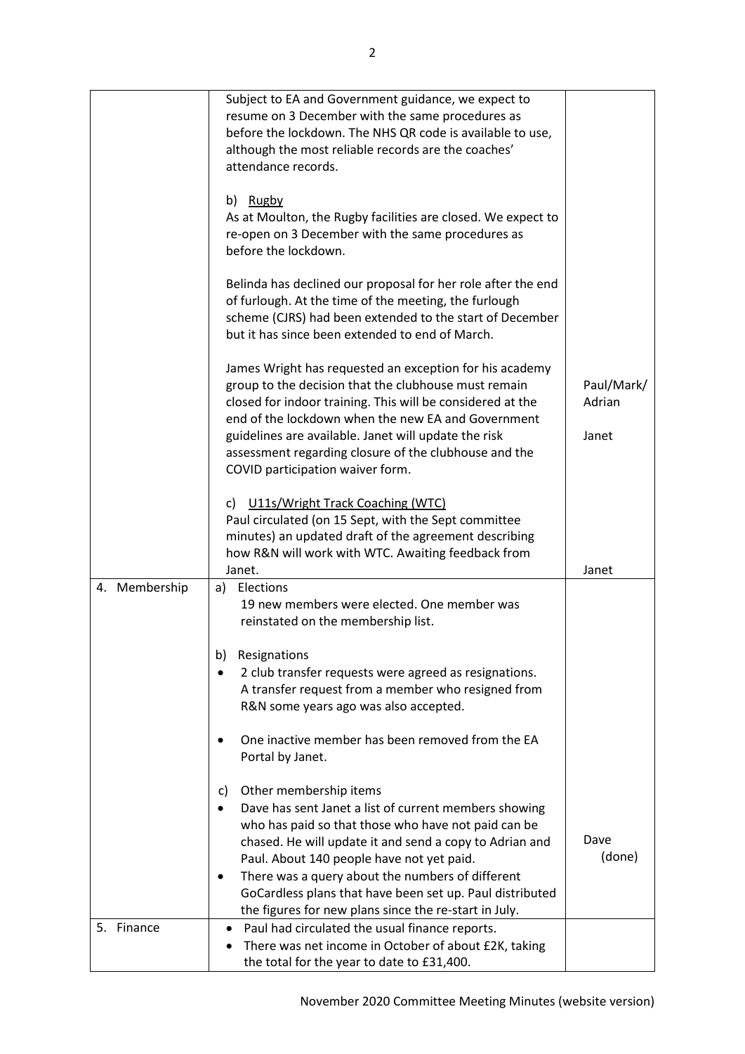| | | |
|---|---|---|
| | Subject to EA and Government guidance, we expect to resume on 3 December with the same procedures as before the lockdown. The NHS QR code is available to use, although the most reliable records are the coaches' attendance records.<br><br>b) Rugby<br>As at Moulton, the Rugby facilities are closed. We expect to re-open on 3 December with the same procedures as before the lockdown.<br><br>Belinda has declined our proposal for her role after the end of furlough. At the time of the meeting, the furlough scheme (CJRS) had been extended to the start of December but it has since been extended to end of March.<br><br>James Wright has requested an exception for his academy group to the decision that the clubhouse must remain closed for indoor training. This will be considered at the end of the lockdown when the new EA and Government guidelines are available. Janet will update the risk assessment regarding closure of the clubhouse and the COVID participation waiver form.<br><br>c) U11s/Wright Track Coaching (WTC)<br>Paul circulated (on 15 Sept, with the Sept committee minutes) an updated draft of the agreement describing how R&N will work with WTC. Awaiting feedback from Janet. | Paul/Mark/ Adrian<br><br>Janet<br><br>Janet |
| 4. Membership | a) Elections<br>19 new members were elected. One member was reinstated on the membership list.<br><br>b) Resignations<br>• 2 club transfer requests were agreed as resignations. A transfer request from a member who resigned from R&N some years ago was also accepted.<br><br>• One inactive member has been removed from the EA Portal by Janet.<br><br>c) Other membership items<br>• Dave has sent Janet a list of current members showing who has paid so that those who have not paid can be chased. He will update it and send a copy to Adrian and Paul. About 140 people have not yet paid.<br>• There was a query about the numbers of different GoCardless plans that have been set up. Paul distributed the figures for new plans since the re-start in July. | Dave (done) |
| 5. Finance | • Paul had circulated the usual finance reports.<br>• There was net income in October of about £2K, taking the total for the year to date to £31,400. | |

November 2020 Committee Meeting Minutes (website version)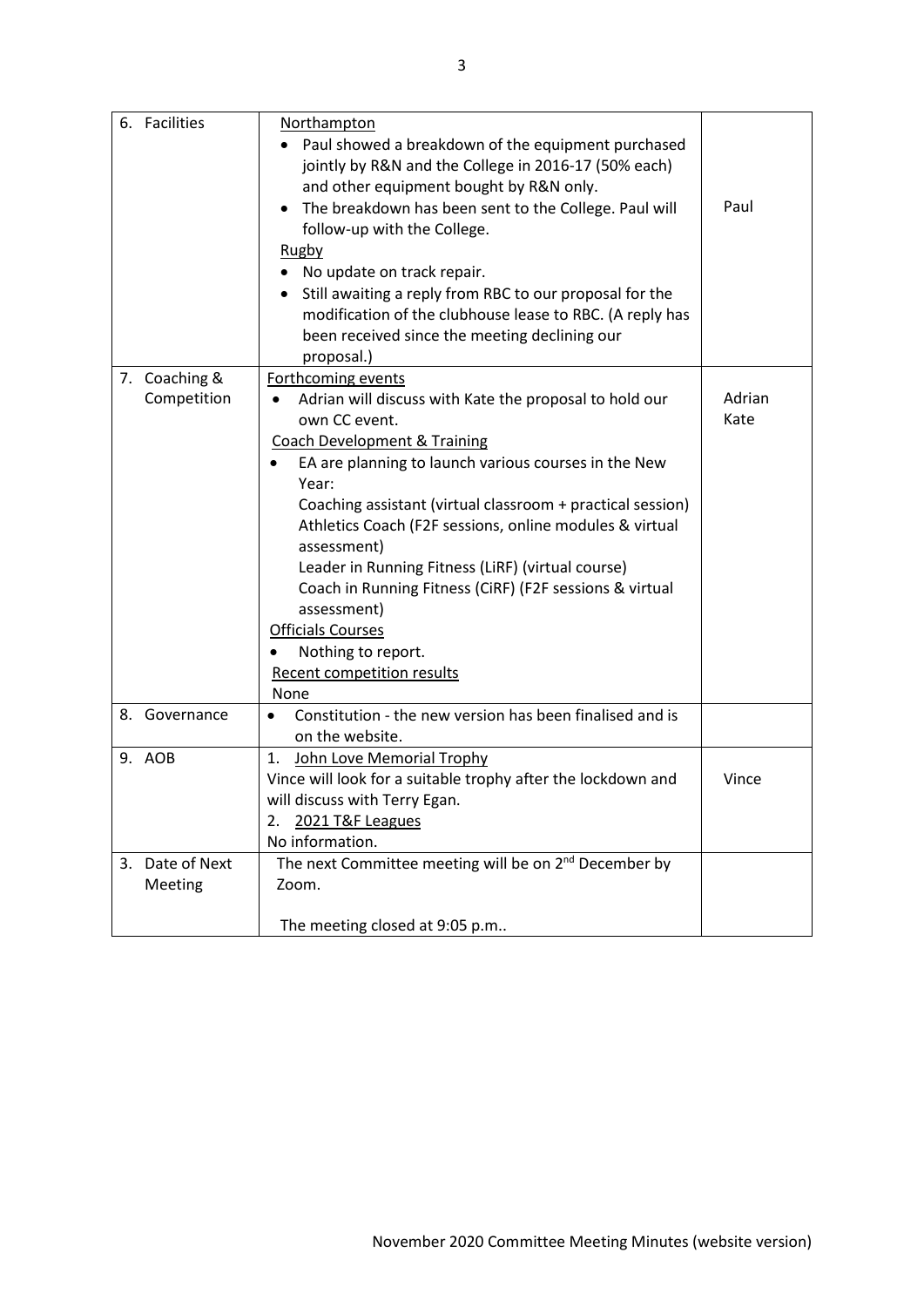| | | |
|---|---|---|
| 6. Facilities | <u>Northampton</u><br>• Paul showed a breakdown of the equipment purchased jointly by R&N and the College in 2016-17 (50% each) and other equipment bought by R&N only.<br>• The breakdown has been sent to the College. Paul will follow-up with the College.<br><u>Rugby</u><br>• No update on track repair.<br>• Still awaiting a reply from RBC to our proposal for the modification of the clubhouse lease to RBC. (A reply has been received since the meeting declining our proposal.) | Paul |
| 7. Coaching & Competition | <u>Forthcoming events</u><br>• Adrian will discuss with Kate the proposal to hold our own CC event.<br><u>Coach Development & Training</u><br>• EA are planning to launch various courses in the New Year:<br>Coaching assistant (virtual classroom + practical session)<br>Athletics Coach (F2F sessions, online modules & virtual assessment)<br>Leader in Running Fitness (LiRF) (virtual course)<br>Coach in Running Fitness (CiRF) (F2F sessions & virtual assessment)<br><u>Officials Courses</u><br>• Nothing to report.<br><u>Recent competition results</u><br>None | Adrian<br>Kate |
| 8. Governance | • Constitution - the new version has been finalised and is on the website. | |
| 9. AOB | 1. <u>John Love Memorial Trophy</u><br>Vince will look for a suitable trophy after the lockdown and will discuss with Terry Egan.<br>2. <u>2021 T&F Leagues</u><br>No information. | Vince |
| 3. Date of Next Meeting | The next Committee meeting will be on 2nd December by Zoom.<br><br>The meeting closed at 9:05 p.m.. | |

November 2020 Committee Meeting Minutes (website version)